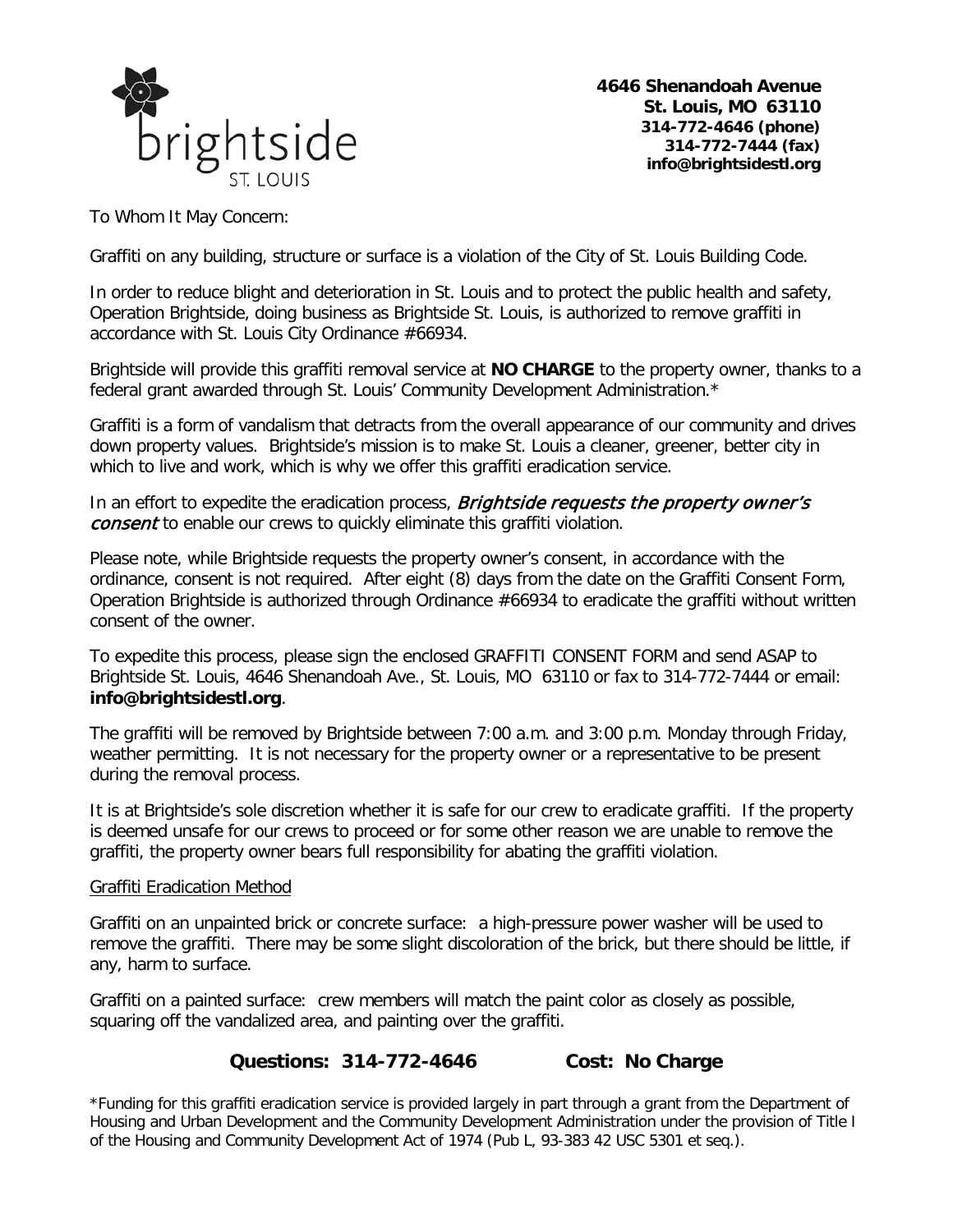brightside
ST. LOUIS

**4646 Shenandoah Avenue**
**St. Louis, MO 63110**
**314-772-4646 (phone)**
**314-772-7444 (fax)**
**info@brightsidestl.org**

To Whom It May Concern:

Graffiti on any building, structure or surface is a violation of the City of St. Louis Building Code.

In order to reduce blight and deterioration in St. Louis and to protect the public health and safety, Operation Brightside, doing business as Brightside St. Louis, is authorized to remove graffiti in accordance with St. Louis City Ordinance #66934.

Brightside will provide this graffiti removal service at **NO CHARGE** to the property owner, thanks to a federal grant awarded through St. Louis' Community Development Administration.*

Graffiti is a form of vandalism that detracts from the overall appearance of our community and drives down property values. Brightside's mission is to make St. Louis a cleaner, greener, better city in which to live and work, which is why we offer this graffiti eradication service.

In an effort to expedite the eradication process, *Brightside requests the property owner's consent* to enable our crews to quickly eliminate this graffiti violation.

Please note, while Brightside requests the property owner's consent, in accordance with the ordinance, consent is not required. After eight (8) days from the date on the Graffiti Consent Form, Operation Brightside is authorized through Ordinance #66934 to eradicate the graffiti without written consent of the owner.

To expedite this process, please sign the enclosed GRAFFITI CONSENT FORM and send ASAP to Brightside St. Louis, 4646 Shenandoah Ave., St. Louis, MO 63110 or fax to 314-772-7444 or email: **info@brightsidestl.org**.

The graffiti will be removed by Brightside between 7:00 a.m. and 3:00 p.m. Monday through Friday, weather permitting. It is not necessary for the property owner or a representative to be present during the removal process.

It is at Brightside's sole discretion whether it is safe for our crew to eradicate graffiti. If the property is deemed unsafe for our crews to proceed or for some other reason we are unable to remove the graffiti, the property owner bears full responsibility for abating the graffiti violation.

Graffiti Eradication Method

Graffiti on an unpainted brick or concrete surface: a high-pressure power washer will be used to remove the graffiti. There may be some slight discoloration of the brick, but there should be little, if any, harm to surface.

Graffiti on a painted surface: crew members will match the paint color as closely as possible, squaring off the vandalized area, and painting over the graffiti.

**Questions: 314-772-4646** **Cost: No Charge**

*Funding for this graffiti eradication service is provided largely in part through a grant from the Department of Housing and Urban Development and the Community Development Administration under the provision of Title I of the Housing and Community Development Act of 1974 (Pub L, 93-383 42 USC 5301 et seq.).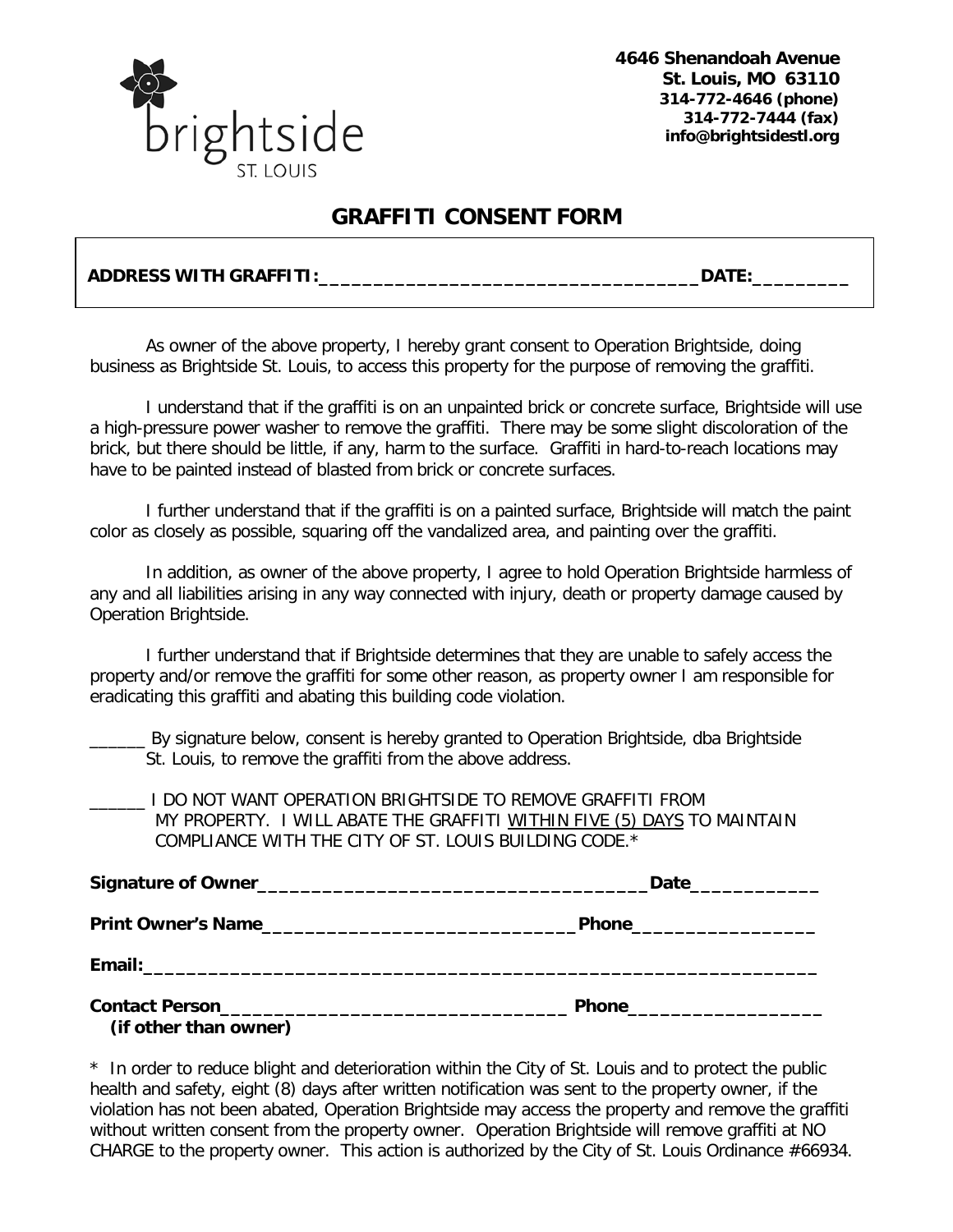4646 Shenandoah Avenue
St. Louis, MO 63110
314-772-4646 (phone)
314-772-7444 (fax)
info@brightsidestl.org

# GRAFFITI CONSENT FORM

**ADDRESS WITH GRAFFITI:**___________________________________**DATE:**_________

As owner of the above property, I hereby grant consent to Operation Brightside, doing business as Brightside St. Louis, to access this property for the purpose of removing the graffiti.

I understand that if the graffiti is on an unpainted brick or concrete surface, Brightside will use a high-pressure power washer to remove the graffiti. There may be some slight discoloration of the brick, but there should be little, if any, harm to the surface. Graffiti in hard-to-reach locations may have to be painted instead of blasted from brick or concrete surfaces.

I further understand that if the graffiti is on a painted surface, Brightside will match the paint color as closely as possible, squaring off the vandalized area, and painting over the graffiti.

In addition, as owner of the above property, I agree to hold Operation Brightside harmless of any and all liabilities arising in any way connected with injury, death or property damage caused by Operation Brightside.

I further understand that if Brightside determines that they are unable to safely access the property and/or remove the graffiti for some other reason, as property owner I am responsible for eradicating this graffiti and abating this building code violation.

______ By signature below, consent is hereby granted to Operation Brightside, dba Brightside St. Louis, to remove the graffiti from the above address.

______ I DO NOT WANT OPERATION BRIGHTSIDE TO REMOVE GRAFFITI FROM MY PROPERTY. I WILL ABATE THE GRAFFITI <u>WITHIN FIVE (5) DAYS</u> TO MAINTAIN COMPLIANCE WITH THE CITY OF ST. LOUIS BUILDING CODE.*

**Signature of Owner**____________________________________**Date**____________

**Print Owner's Name**_____________________________**Phone**_________________

**Email:**______________________________________________________________

**Contact Person**________________________________ **Phone**__________________
**(if other than owner)**

* In order to reduce blight and deterioration within the City of St. Louis and to protect the public health and safety, eight (8) days after written notification was sent to the property owner, if the violation has not been abated, Operation Brightside may access the property and remove the graffiti without written consent from the property owner. Operation Brightside will remove graffiti at NO CHARGE to the property owner. This action is authorized by the City of St. Louis Ordinance #66934.